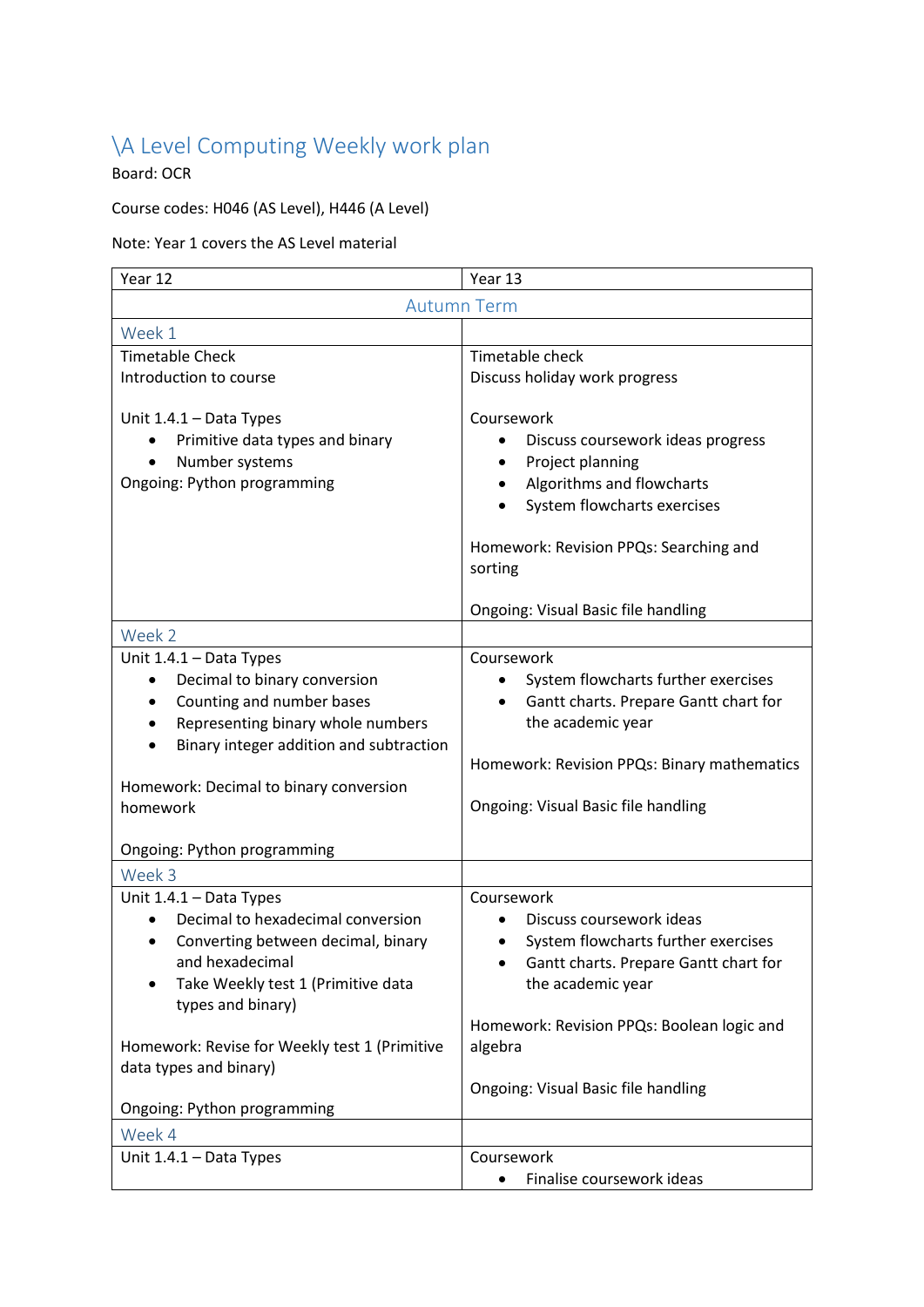# \A Level Computing Weekly work plan

Board: OCR

Course codes: H046 (AS Level), H446 (A Level)

Note: Year 1 covers the AS Level material

| Year 12 | Year 13 |
|---|---|
| **Autumn Term** | |
| **Week 1** | |
| Timetable Check<br>Introduction to course<br><br>Unit 1.4.1 – Data Types<br>• Primitive data types and binary<br>• Number systems<br>Ongoing: Python programming | Timetable check<br>Discuss holiday work progress<br><br>Coursework<br>• Discuss coursework ideas progress<br>• Project planning<br>• Algorithms and flowcharts<br>• System flowcharts exercises<br><br>Homework: Revision PPQs: Searching and sorting<br><br>Ongoing: Visual Basic file handling |
| **Week 2** | |
| Unit 1.4.1 – Data Types<br>• Decimal to binary conversion<br>• Counting and number bases<br>• Representing binary whole numbers<br>• Binary integer addition and subtraction<br><br>Homework: Decimal to binary conversion homework<br><br>Ongoing: Python programming | Coursework<br>• System flowcharts further exercises<br>• Gantt charts. Prepare Gantt chart for the academic year<br><br>Homework: Revision PPQs: Binary mathematics<br><br>Ongoing: Visual Basic file handling |
| **Week 3** | |
| Unit 1.4.1 – Data Types<br>• Decimal to hexadecimal conversion<br>• Converting between decimal, binary and hexadecimal<br>• Take Weekly test 1 (Primitive data types and binary)<br><br>Homework: Revise for Weekly test 1 (Primitive data types and binary)<br><br>Ongoing: Python programming | Coursework<br>• Discuss coursework ideas<br>• System flowcharts further exercises<br>• Gantt charts. Prepare Gantt chart for the academic year<br><br>Homework: Revision PPQs: Boolean logic and algebra<br><br>Ongoing: Visual Basic file handling |
| **Week 4** | |
| Unit 1.4.1 – Data Types | Coursework<br>• Finalise coursework ideas |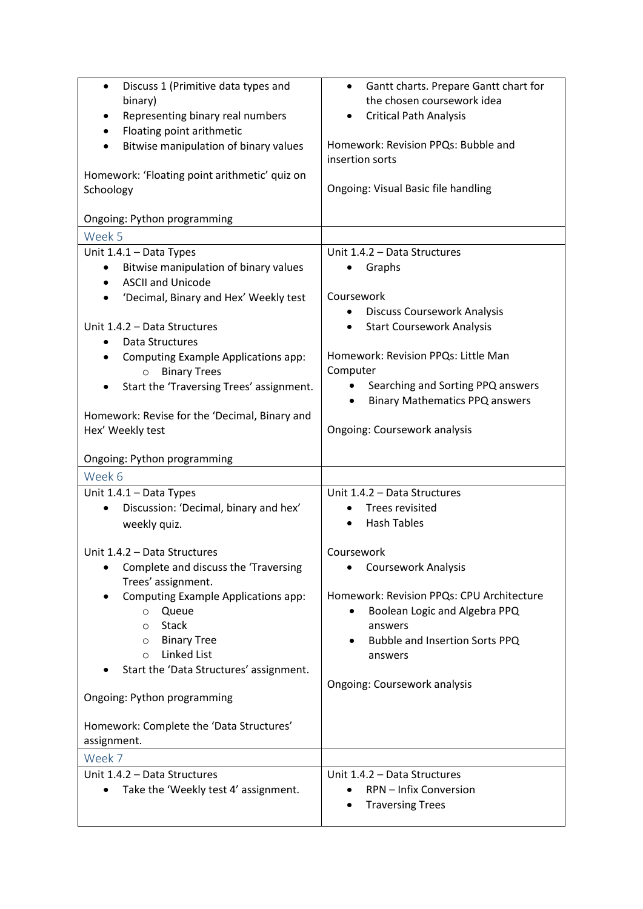| | |
|---|---|
| • Discuss 1 (Primitive data types and binary)<br>• Representing binary real numbers<br>• Floating point arithmetic<br>• Bitwise manipulation of binary values<br><br>Homework: 'Floating point arithmetic' quiz on Schoology<br><br>Ongoing: Python programming | • Gantt charts. Prepare Gantt chart for the chosen coursework idea<br>• Critical Path Analysis<br><br>Homework: Revision PPQs: Bubble and insertion sorts<br><br>Ongoing: Visual Basic file handling |
| Week 5 | |
| Unit 1.4.1 – Data Types<br>• Bitwise manipulation of binary values<br>• ASCII and Unicode<br>• 'Decimal, Binary and Hex' Weekly test<br><br>Unit 1.4.2 – Data Structures<br>• Data Structures<br>• Computing Example Applications app:<br>&nbsp;&nbsp;&nbsp;&nbsp;○ Binary Trees<br>• Start the 'Traversing Trees' assignment.<br><br>Homework: Revise for the 'Decimal, Binary and Hex' Weekly test<br><br>Ongoing: Python programming | Unit 1.4.2 – Data Structures<br>• Graphs<br><br>Coursework<br>• Discuss Coursework Analysis<br>• Start Coursework Analysis<br><br>Homework: Revision PPQs: Little Man Computer<br>• Searching and Sorting PPQ answers<br>• Binary Mathematics PPQ answers<br><br>Ongoing: Coursework analysis |
| Week 6 | |
| Unit 1.4.1 – Data Types<br>• Discussion: 'Decimal, binary and hex' weekly quiz.<br><br>Unit 1.4.2 – Data Structures<br>• Complete and discuss the 'Traversing Trees' assignment.<br>• Computing Example Applications app:<br>&nbsp;&nbsp;&nbsp;&nbsp;○ Queue<br>&nbsp;&nbsp;&nbsp;&nbsp;○ Stack<br>&nbsp;&nbsp;&nbsp;&nbsp;○ Binary Tree<br>&nbsp;&nbsp;&nbsp;&nbsp;○ Linked List<br>• Start the 'Data Structures' assignment.<br><br>Ongoing: Python programming<br><br>Homework: Complete the 'Data Structures' assignment. | Unit 1.4.2 – Data Structures<br>• Trees revisited<br>• Hash Tables<br><br>Coursework<br>• Coursework Analysis<br><br>Homework: Revision PPQs: CPU Architecture<br>• Boolean Logic and Algebra PPQ answers<br>• Bubble and Insertion Sorts PPQ answers<br><br>Ongoing: Coursework analysis |
| Week 7 | |
| Unit 1.4.2 – Data Structures<br>• Take the 'Weekly test 4' assignment. | Unit 1.4.2 – Data Structures<br>• RPN – Infix Conversion<br>• Traversing Trees |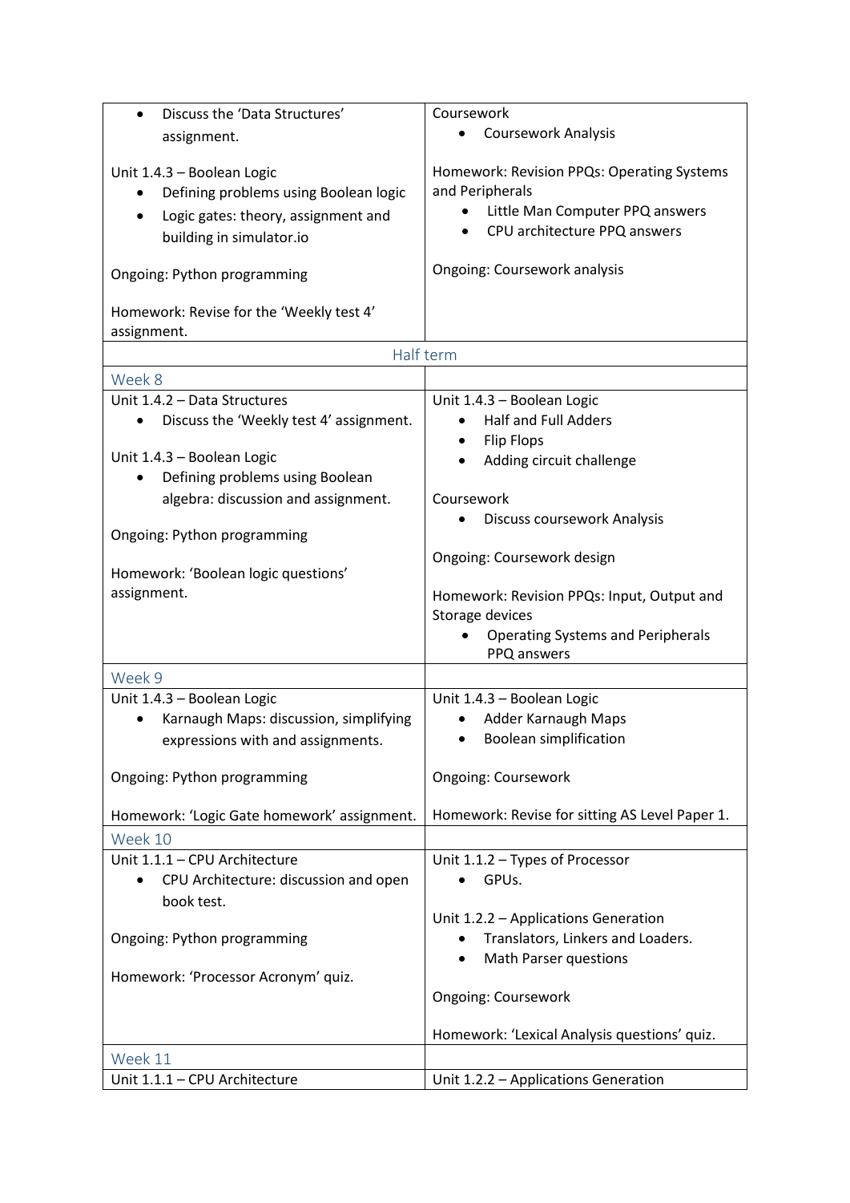| | |
|---|---|
| • Discuss the 'Data Structures' assignment.<br><br>Unit 1.4.3 – Boolean Logic<br>• Defining problems using Boolean logic<br>• Logic gates: theory, assignment and building in simulator.io<br><br>Ongoing: Python programming<br><br>Homework: Revise for the 'Weekly test 4' assignment. | Coursework<br>• Coursework Analysis<br><br>Homework: Revision PPQs: Operating Systems and Peripherals<br>• Little Man Computer PPQ answers<br>• CPU architecture PPQ answers<br><br>Ongoing: Coursework analysis |
| Half term | |
| Week 8 | |
| Unit 1.4.2 – Data Structures<br>• Discuss the 'Weekly test 4' assignment.<br><br>Unit 1.4.3 – Boolean Logic<br>• Defining problems using Boolean algebra: discussion and assignment.<br><br>Ongoing: Python programming<br><br>Homework: 'Boolean logic questions' assignment. | Unit 1.4.3 – Boolean Logic<br>• Half and Full Adders<br>• Flip Flops<br>• Adding circuit challenge<br><br>Coursework<br>• Discuss coursework Analysis<br><br>Ongoing: Coursework design<br><br>Homework: Revision PPQs: Input, Output and Storage devices<br>• Operating Systems and Peripherals PPQ answers |
| Week 9 | |
| Unit 1.4.3 – Boolean Logic<br>• Karnaugh Maps: discussion, simplifying expressions with and assignments.<br><br>Ongoing: Python programming<br><br>Homework: 'Logic Gate homework' assignment. | Unit 1.4.3 – Boolean Logic<br>• Adder Karnaugh Maps<br>• Boolean simplification<br><br>Ongoing: Coursework<br><br>Homework: Revise for sitting AS Level Paper 1. |
| Week 10 | |
| Unit 1.1.1 – CPU Architecture<br>• CPU Architecture: discussion and open book test.<br><br>Ongoing: Python programming<br><br>Homework: 'Processor Acronym' quiz. | Unit 1.1.2 – Types of Processor<br>• GPUs.<br><br>Unit 1.2.2 – Applications Generation<br>• Translators, Linkers and Loaders.<br>• Math Parser questions<br><br>Ongoing: Coursework<br><br>Homework: 'Lexical Analysis questions' quiz. |
| Week 11 | |
| Unit 1.1.1 – CPU Architecture | Unit 1.2.2 – Applications Generation |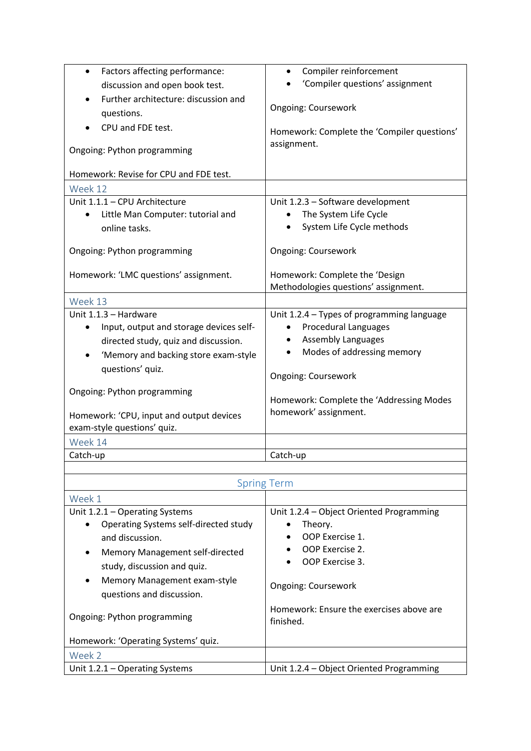| | |
|---|---|
| • Factors affecting performance: discussion and open book test.<br>• Further architecture: discussion and questions.<br>• CPU and FDE test.<br><br>Ongoing: Python programming<br><br>Homework: Revise for CPU and FDE test. | • Compiler reinforcement<br>• 'Compiler questions' assignment<br><br>Ongoing: Coursework<br><br>Homework: Complete the 'Compiler questions' assignment. |
| Week 12 | |
| Unit 1.1.1 – CPU Architecture<br>• Little Man Computer: tutorial and online tasks.<br><br>Ongoing: Python programming<br><br>Homework: 'LMC questions' assignment. | Unit 1.2.3 – Software development<br>• The System Life Cycle<br>• System Life Cycle methods<br><br>Ongoing: Coursework<br><br>Homework: Complete the 'Design Methodologies questions' assignment. |
| Week 13 | |
| Unit 1.1.3 – Hardware<br>• Input, output and storage devices self-directed study, quiz and discussion.<br>• 'Memory and backing store exam-style questions' quiz.<br><br>Ongoing: Python programming<br><br>Homework: 'CPU, input and output devices exam-style questions' quiz. | Unit 1.2.4 – Types of programming language<br>• Procedural Languages<br>• Assembly Languages<br>• Modes of addressing memory<br><br>Ongoing: Coursework<br><br>Homework: Complete the 'Addressing Modes homework' assignment. |
| Week 14 | |
| Catch-up | Catch-up |
| | |
| **Spring Term** | |
| Week 1 | |
| Unit 1.2.1 – Operating Systems<br>• Operating Systems self-directed study and discussion.<br>• Memory Management self-directed study, discussion and quiz.<br>• Memory Management exam-style questions and discussion.<br><br>Ongoing: Python programming<br><br>Homework: 'Operating Systems' quiz. | Unit 1.2.4 – Object Oriented Programming<br>• Theory.<br>• OOP Exercise 1.<br>• OOP Exercise 2.<br>• OOP Exercise 3.<br><br>Ongoing: Coursework<br><br>Homework: Ensure the exercises above are finished. |
| Week 2 | |
| Unit 1.2.1 – Operating Systems | Unit 1.2.4 – Object Oriented Programming |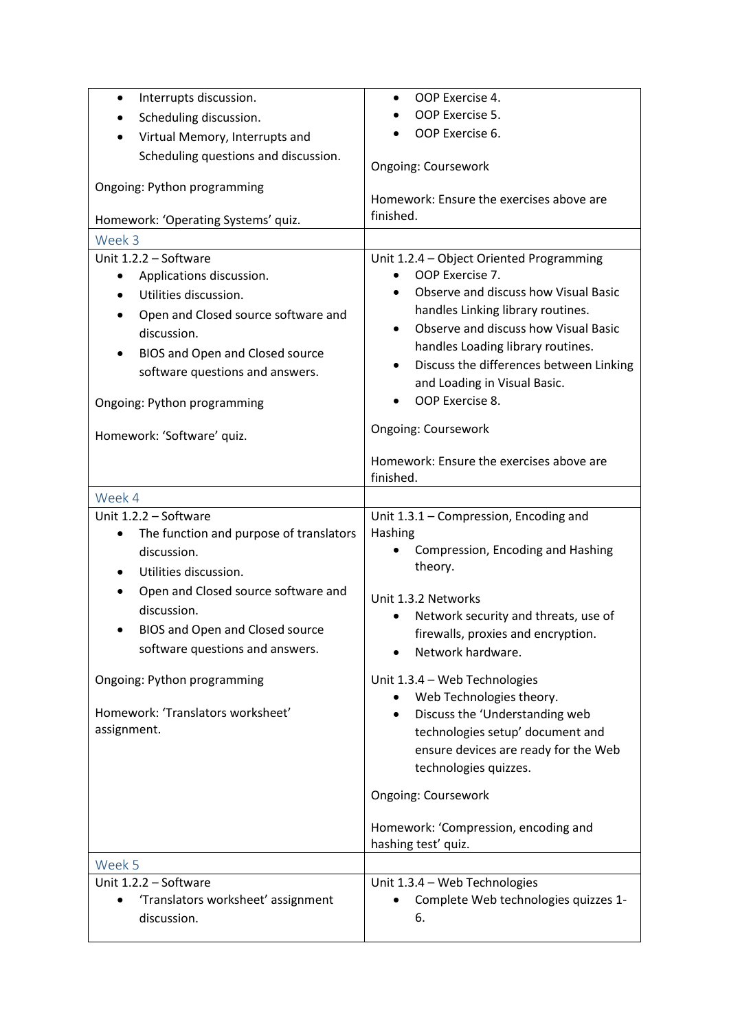| | |
|---|---|
| • Interrupts discussion.<br>• Scheduling discussion.<br>• Virtual Memory, Interrupts and Scheduling questions and discussion.<br><br>Ongoing: Python programming<br><br>Homework: 'Operating Systems' quiz. | • OOP Exercise 4.<br>• OOP Exercise 5.<br>• OOP Exercise 6.<br><br>Ongoing: Coursework<br><br>Homework: Ensure the exercises above are finished. |
| Week 3 | |
| Unit 1.2.2 – Software<br>• Applications discussion.<br>• Utilities discussion.<br>• Open and Closed source software and discussion.<br>• BIOS and Open and Closed source software questions and answers.<br><br>Ongoing: Python programming<br><br>Homework: 'Software' quiz. | Unit 1.2.4 – Object Oriented Programming<br>• OOP Exercise 7.<br>• Observe and discuss how Visual Basic handles Linking library routines.<br>• Observe and discuss how Visual Basic handles Loading library routines.<br>• Discuss the differences between Linking and Loading in Visual Basic.<br>• OOP Exercise 8.<br><br>Ongoing: Coursework<br><br>Homework: Ensure the exercises above are finished. |
| Week 4 | |
| Unit 1.2.2 – Software<br>• The function and purpose of translators discussion.<br>• Utilities discussion.<br>• Open and Closed source software and discussion.<br>• BIOS and Open and Closed source software questions and answers.<br><br>Ongoing: Python programming<br><br>Homework: 'Translators worksheet' assignment. | Unit 1.3.1 – Compression, Encoding and Hashing<br>• Compression, Encoding and Hashing theory.<br><br>Unit 1.3.2 Networks<br>• Network security and threats, use of firewalls, proxies and encryption.<br>• Network hardware.<br><br>Unit 1.3.4 – Web Technologies<br>• Web Technologies theory.<br>• Discuss the 'Understanding web technologies setup' document and ensure devices are ready for the Web technologies quizzes.<br><br>Ongoing: Coursework<br><br>Homework: 'Compression, encoding and hashing test' quiz. |
| Week 5 | |
| Unit 1.2.2 – Software<br>• 'Translators worksheet' assignment discussion. | Unit 1.3.4 – Web Technologies<br>• Complete Web technologies quizzes 1-6. |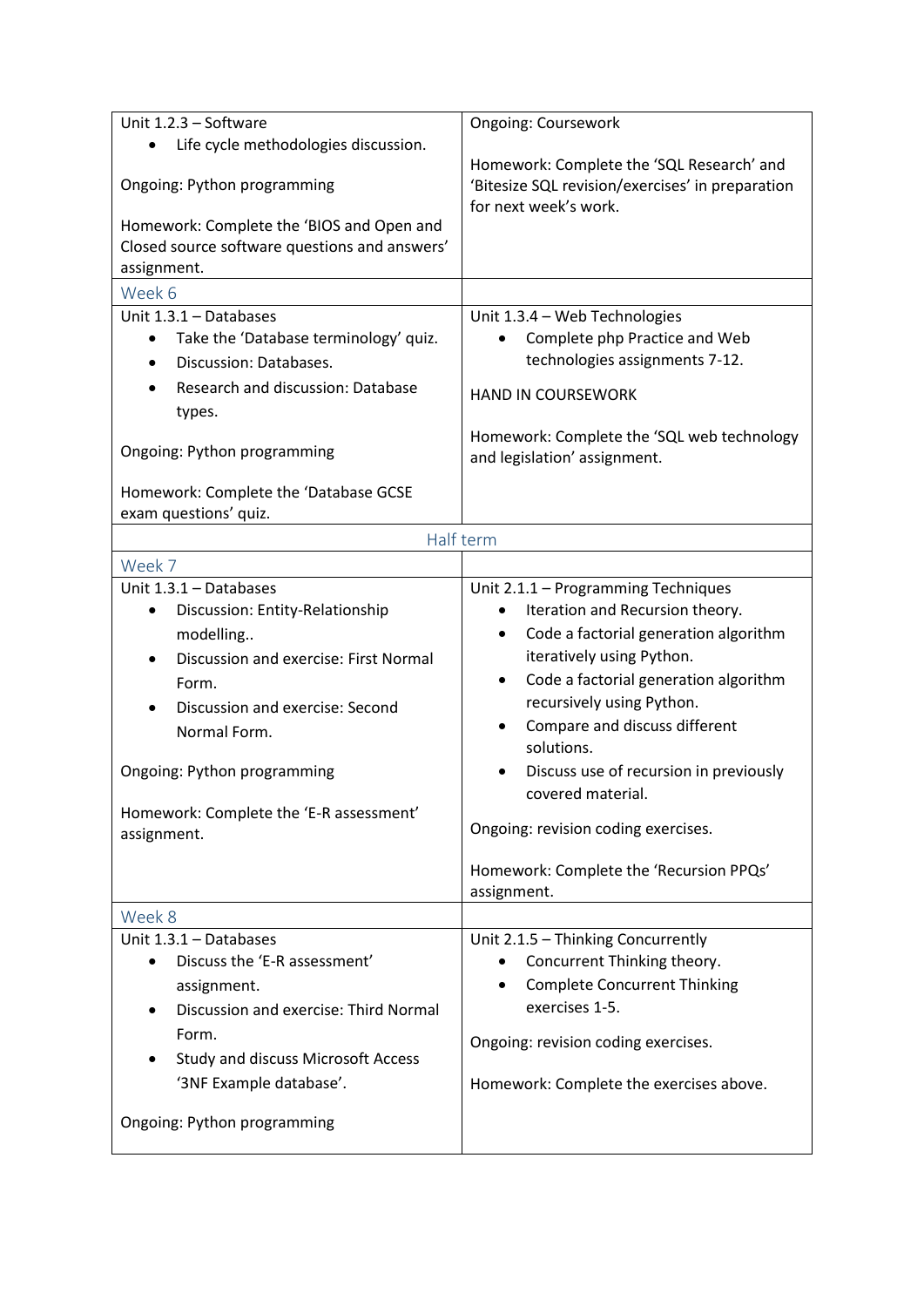| | |
|---|---|
| Unit 1.2.3 – Software<br>• Life cycle methodologies discussion.<br><br>Ongoing: Python programming<br><br>Homework: Complete the 'BIOS and Open and Closed source software questions and answers' assignment. | Ongoing: Coursework<br><br>Homework: Complete the 'SQL Research' and 'Bitesize SQL revision/exercises' in preparation for next week's work. |
| **Week 6** | |
| Unit 1.3.1 – Databases<br>• Take the 'Database terminology' quiz.<br>• Discussion: Databases.<br>• Research and discussion: Database types.<br><br>Ongoing: Python programming<br><br>Homework: Complete the 'Database GCSE exam questions' quiz. | Unit 1.3.4 – Web Technologies<br>• Complete php Practice and Web technologies assignments 7-12.<br><br>HAND IN COURSEWORK<br><br>Homework: Complete the 'SQL web technology and legislation' assignment. |
| **Half term** | |
| **Week 7** | |
| Unit 1.3.1 – Databases<br>• Discussion: Entity-Relationship modelling..<br>• Discussion and exercise: First Normal Form.<br>• Discussion and exercise: Second Normal Form.<br><br>Ongoing: Python programming<br><br>Homework: Complete the 'E-R assessment' assignment. | Unit 2.1.1 – Programming Techniques<br>• Iteration and Recursion theory.<br>• Code a factorial generation algorithm iteratively using Python.<br>• Code a factorial generation algorithm recursively using Python.<br>• Compare and discuss different solutions.<br>• Discuss use of recursion in previously covered material.<br><br>Ongoing: revision coding exercises.<br><br>Homework: Complete the 'Recursion PPQs' assignment. |
| **Week 8** | |
| Unit 1.3.1 – Databases<br>• Discuss the 'E-R assessment' assignment.<br>• Discussion and exercise: Third Normal Form.<br>• Study and discuss Microsoft Access '3NF Example database'.<br><br>Ongoing: Python programming | Unit 2.1.5 – Thinking Concurrently<br>• Concurrent Thinking theory.<br>• Complete Concurrent Thinking exercises 1-5.<br><br>Ongoing: revision coding exercises.<br><br>Homework: Complete the exercises above. |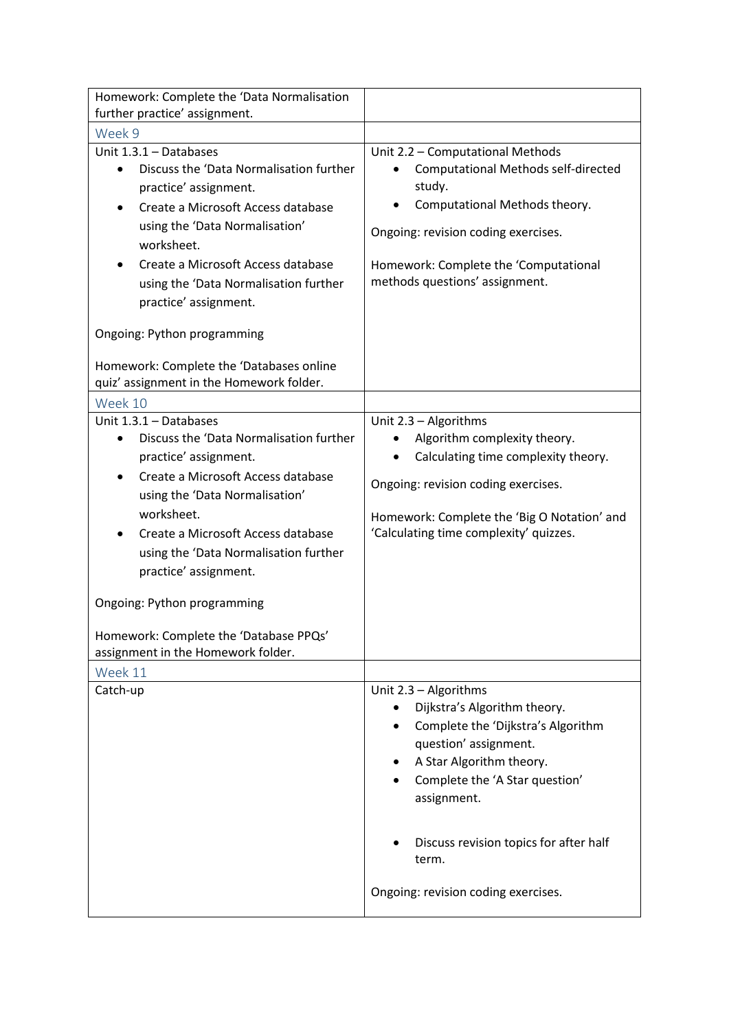| | |
|---|---|
| Homework: Complete the 'Data Normalisation further practice' assignment. | |
| Week 9 | |
| Unit 1.3.1 – Databases<br>• Discuss the 'Data Normalisation further practice' assignment.<br>• Create a Microsoft Access database using the 'Data Normalisation' worksheet.<br>• Create a Microsoft Access database using the 'Data Normalisation further practice' assignment.<br><br>Ongoing: Python programming<br><br>Homework: Complete the 'Databases online quiz' assignment in the Homework folder. | Unit 2.2 – Computational Methods<br>• Computational Methods self-directed study.<br>• Computational Methods theory.<br><br>Ongoing: revision coding exercises.<br><br>Homework: Complete the 'Computational methods questions' assignment. |
| Week 10 | |
| Unit 1.3.1 – Databases<br>• Discuss the 'Data Normalisation further practice' assignment.<br>• Create a Microsoft Access database using the 'Data Normalisation' worksheet.<br>• Create a Microsoft Access database using the 'Data Normalisation further practice' assignment.<br><br>Ongoing: Python programming<br><br>Homework: Complete the 'Database PPQs' assignment in the Homework folder. | Unit 2.3 – Algorithms<br>• Algorithm complexity theory.<br>• Calculating time complexity theory.<br><br>Ongoing: revision coding exercises.<br><br>Homework: Complete the 'Big O Notation' and 'Calculating time complexity' quizzes. |
| Week 11 | |
| Catch-up | Unit 2.3 – Algorithms<br>• Dijkstra's Algorithm theory.<br>• Complete the 'Dijkstra's Algorithm question' assignment.<br>• A Star Algorithm theory.<br>• Complete the 'A Star question' assignment.<br><br>• Discuss revision topics for after half term.<br><br>Ongoing: revision coding exercises. |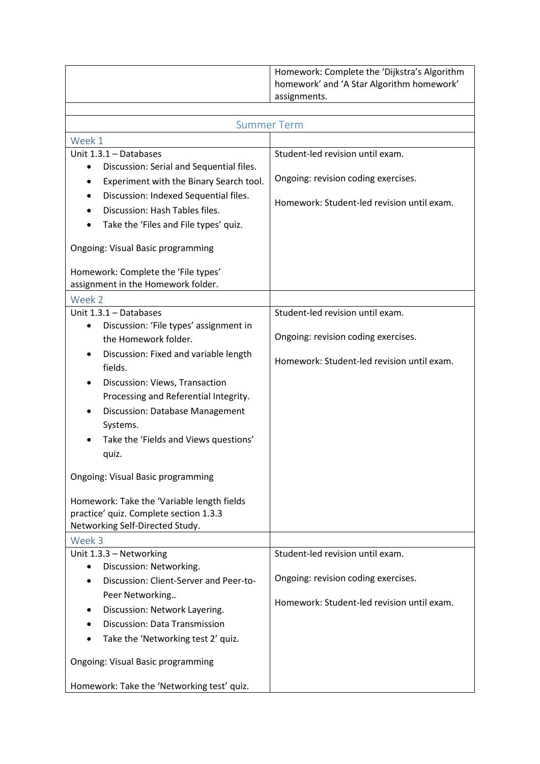| | Homework: Complete the 'Dijkstra's Algorithm homework' and 'A Star Algorithm homework' assignments. |
|---|---|
| | |
| **Summer Term** | |
| **Week 1** | |
| Unit 1.3.1 – Databases<br>• Discussion: Serial and Sequential files.<br>• Experiment with the Binary Search tool.<br>• Discussion: Indexed Sequential files.<br>• Discussion: Hash Tables files.<br>• Take the 'Files and File types' quiz.<br><br>Ongoing: Visual Basic programming<br><br>Homework: Complete the 'File types' assignment in the Homework folder. | Student-led revision until exam.<br><br>Ongoing: revision coding exercises.<br><br>Homework: Student-led revision until exam. |
| **Week 2** | |
| Unit 1.3.1 – Databases<br>• Discussion: 'File types' assignment in the Homework folder.<br>• Discussion: Fixed and variable length fields.<br>• Discussion: Views, Transaction Processing and Referential Integrity.<br>• Discussion: Database Management Systems.<br>• Take the 'Fields and Views questions' quiz.<br><br>Ongoing: Visual Basic programming<br><br>Homework: Take the 'Variable length fields practice' quiz. Complete section 1.3.3 Networking Self-Directed Study. | Student-led revision until exam.<br><br>Ongoing: revision coding exercises.<br><br>Homework: Student-led revision until exam. |
| **Week 3** | |
| Unit 1.3.3 – Networking<br>• Discussion: Networking.<br>• Discussion: Client-Server and Peer-to-Peer Networking..<br>• Discussion: Network Layering.<br>• Discussion: Data Transmission<br>• Take the 'Networking test 2' quiz.<br><br>Ongoing: Visual Basic programming<br><br>Homework: Take the 'Networking test' quiz. | Student-led revision until exam.<br><br>Ongoing: revision coding exercises.<br><br>Homework: Student-led revision until exam. |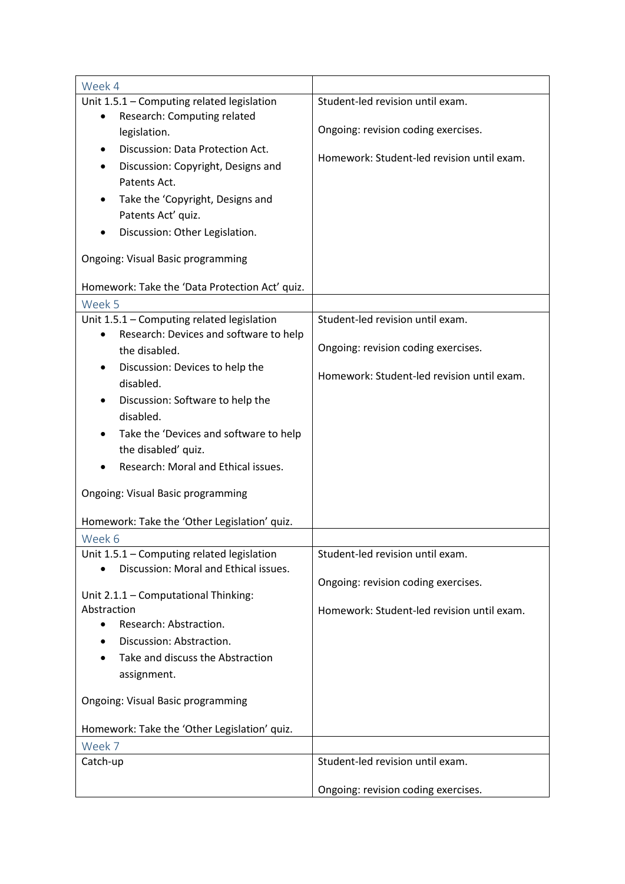| Week 4 | |
|---|---|
| Unit 1.5.1 – Computing related legislation<br>• Research: Computing related legislation.<br>• Discussion: Data Protection Act.<br>• Discussion: Copyright, Designs and Patents Act.<br>• Take the 'Copyright, Designs and Patents Act' quiz.<br>• Discussion: Other Legislation.<br><br>Ongoing: Visual Basic programming<br><br>Homework: Take the 'Data Protection Act' quiz. | Student-led revision until exam.<br><br>Ongoing: revision coding exercises.<br><br>Homework: Student-led revision until exam. |
| Week 5 | |
| Unit 1.5.1 – Computing related legislation<br>• Research: Devices and software to help the disabled.<br>• Discussion: Devices to help the disabled.<br>• Discussion: Software to help the disabled.<br>• Take the 'Devices and software to help the disabled' quiz.<br>• Research: Moral and Ethical issues.<br><br>Ongoing: Visual Basic programming<br><br>Homework: Take the 'Other Legislation' quiz. | Student-led revision until exam.<br><br>Ongoing: revision coding exercises.<br><br>Homework: Student-led revision until exam. |
| Week 6 | |
| Unit 1.5.1 – Computing related legislation<br>• Discussion: Moral and Ethical issues.<br><br>Unit 2.1.1 – Computational Thinking: Abstraction<br>• Research: Abstraction.<br>• Discussion: Abstraction.<br>• Take and discuss the Abstraction assignment.<br><br>Ongoing: Visual Basic programming<br><br>Homework: Take the 'Other Legislation' quiz. | Student-led revision until exam.<br><br>Ongoing: revision coding exercises.<br><br>Homework: Student-led revision until exam. |
| Week 7 | |
| Catch-up | Student-led revision until exam.<br><br>Ongoing: revision coding exercises. |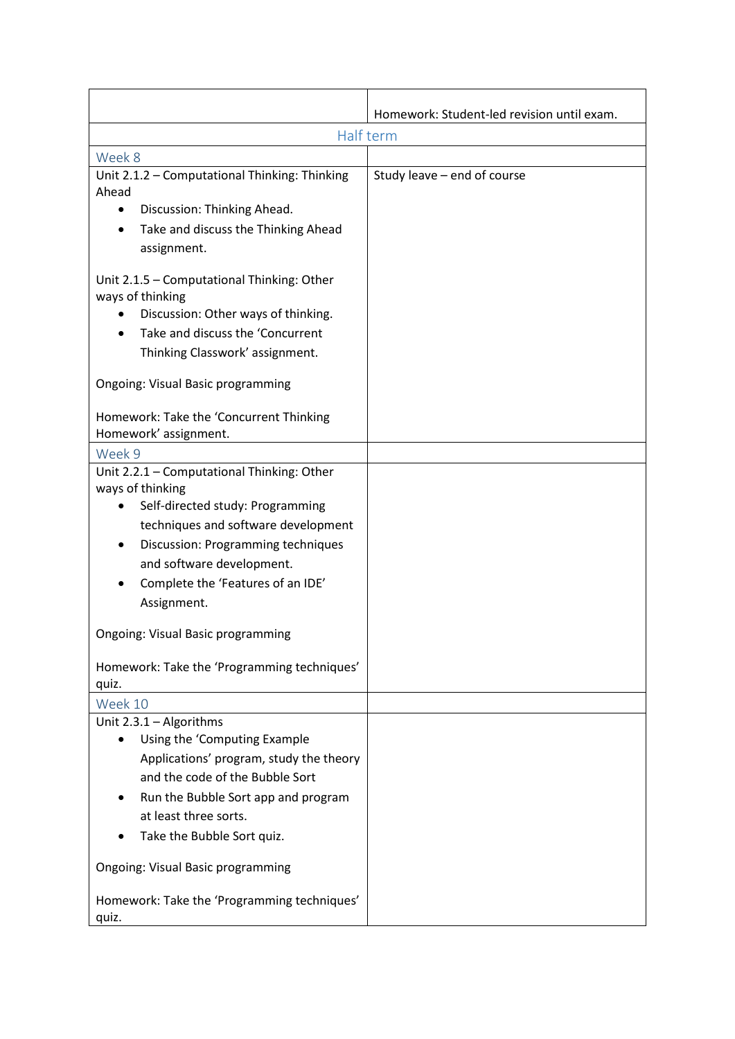| | |
|---|---|
| | Homework: Student-led revision until exam. |
| Half term | |
| Week 8 | |
| Unit 2.1.2 – Computational Thinking: Thinking Ahead<br>• Discussion: Thinking Ahead.<br>• Take and discuss the Thinking Ahead assignment.<br><br>Unit 2.1.5 – Computational Thinking: Other ways of thinking<br>• Discussion: Other ways of thinking.<br>• Take and discuss the 'Concurrent Thinking Classwork' assignment.<br><br>Ongoing: Visual Basic programming<br><br>Homework: Take the 'Concurrent Thinking Homework' assignment. | Study leave – end of course |
| Week 9 | |
| Unit 2.2.1 – Computational Thinking: Other ways of thinking<br>• Self-directed study: Programming techniques and software development<br>• Discussion: Programming techniques and software development.<br>• Complete the 'Features of an IDE' Assignment.<br><br>Ongoing: Visual Basic programming<br><br>Homework: Take the 'Programming techniques' quiz. | |
| Week 10 | |
| Unit 2.3.1 – Algorithms<br>• Using the 'Computing Example Applications' program, study the theory and the code of the Bubble Sort<br>• Run the Bubble Sort app and program at least three sorts.<br>• Take the Bubble Sort quiz.<br><br>Ongoing: Visual Basic programming<br><br>Homework: Take the 'Programming techniques' quiz. | |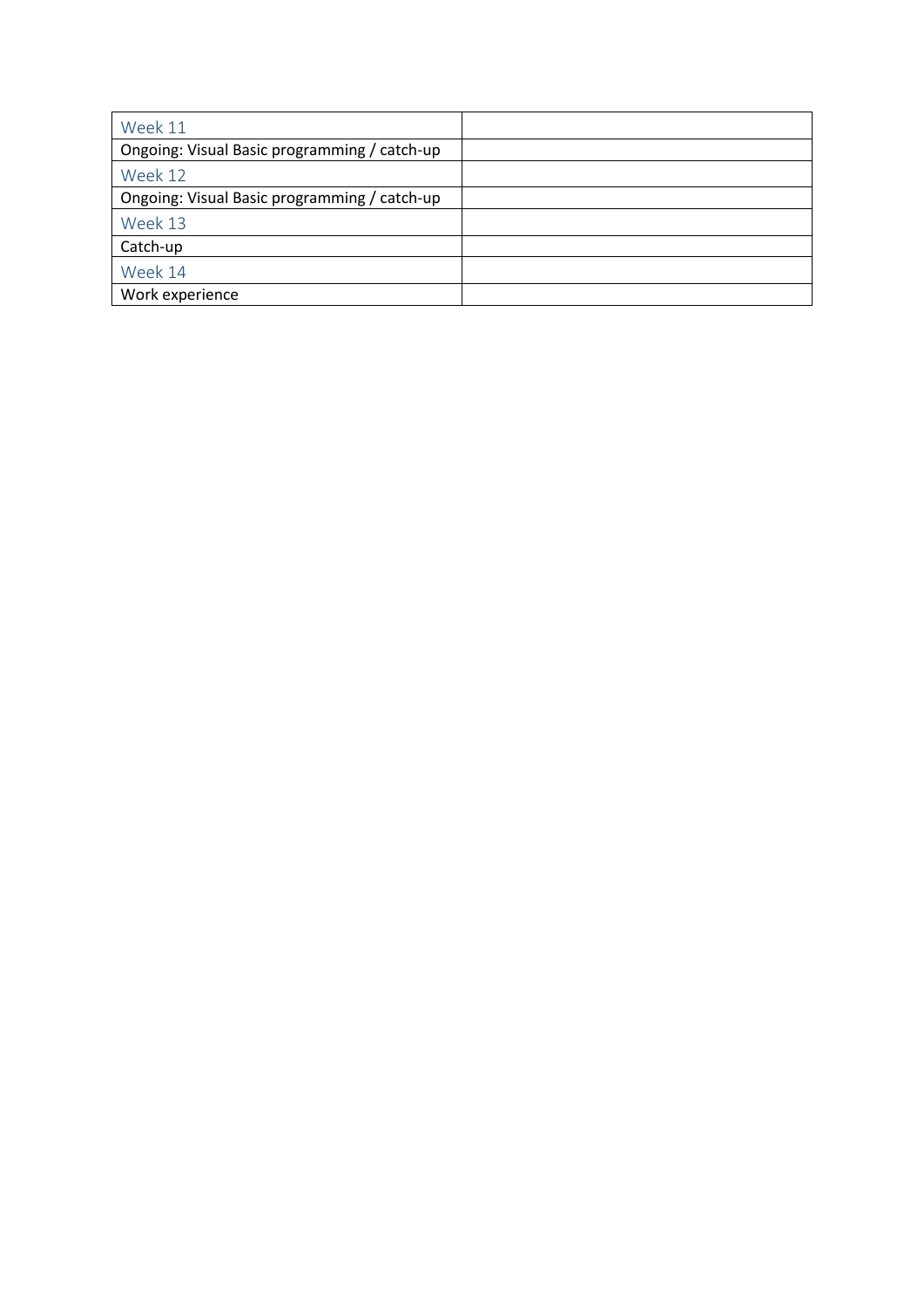| | |
|---|---|
| Week 11 | |
| Ongoing: Visual Basic programming / catch-up | |
| Week 12 | |
| Ongoing: Visual Basic programming / catch-up | |
| Week 13 | |
| Catch-up | |
| Week 14 | |
| Work experience | |